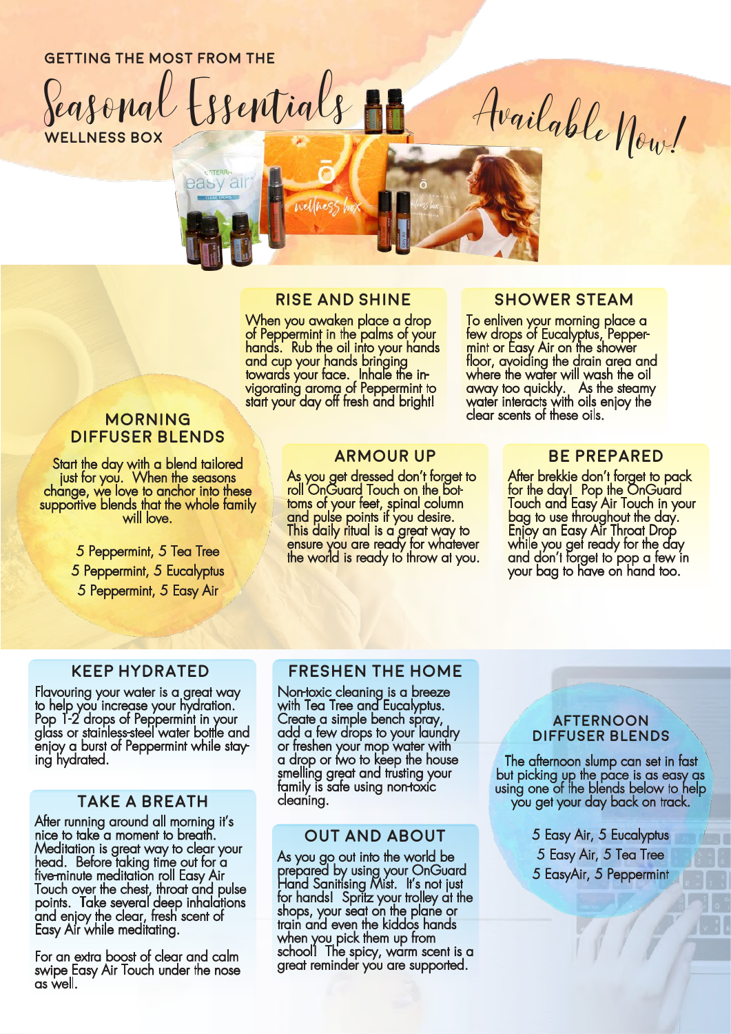GETTING THE MOST FROM THE

# Seasonal Essentials

WELLNESS BOX

Available Now!

## RISE AND SHINE

When you awaken place a drop of Peppermint in the palms of your hands. Rub the oil into your hands and cup your hands bringing towards your face. Inhale the invigorating aroma of Peppermint to start your day off fresh and bright!

## SHOWER STEAM

To enliven your morning place a few drops of Eucalyptus, Peppermint or Easy Air on the shower floor, avoiding the drain area and where the water will wash the oil away too quickly. As the steamy water interacts with oils enjoy the clear scents of these oils.

## MORNING DIFFUSER BLENDS

Start the day with a blend tailored just for you. When the seasons change, we love to anchor into these supportive blends that the whole family will love.

5 Peppermint, 5 Tea Tree
5 Peppermint, 5 Eucalyptus
5 Peppermint, 5 Easy Air

## ARMOUR UP

As you get dressed don't forget to roll OnGuard Touch on the bottoms of your feet, spinal column and pulse points if you desire. This daily ritual is a great way to ensure you are ready for whatever the world is ready to throw at you.

## BE PREPARED

After brekkie don't forget to pack for the day! Pop the OnGuard Touch and Easy Air Touch in your bag to use throughout the day. Enjoy an Easy Air Throat Drop while you get ready for the day and don't forget to pop a few in your bag to have on hand too.

## KEEP HYDRATED

Flavouring your water is a great way to help you increase your hydration. Pop 1-2 drops of Peppermint in your glass or stainless-steel water bottle and enjoy a burst of Peppermint while staying hydrated.

## TAKE A BREATH

After running around all morning it's nice to take a moment to breath. Meditation is great way to clear your head. Before taking time out for a five-minute meditation roll Easy Air Touch over the chest, throat and pulse points. Take several deep inhalations and enjoy the clear, fresh scent of Easy Air while meditating.

For an extra boost of clear and calm swipe Easy Air Touch under the nose as well.

## FRESHEN THE HOME

Non-toxic cleaning is a breeze with Tea Tree and Eucalyptus. Create a simple bench spray, add a few drops to your laundry or freshen your mop water with a drop or two to keep the house smelling great and trusting your family is safe using non-toxic cleaning.

## OUT AND ABOUT

As you go out into the world be prepared by using your OnGuard Hand Sanitising Mist. It's not just for hands! Spritz your trolley at the shops, your seat on the plane or train and even the kiddos hands when you pick them up from school! The spicy, warm scent is a great reminder you are supported.

## AFTERNOON DIFFUSER BLENDS

The afternoon slump can set in fast but picking up the pace is as easy as using one of the blends below to help you get your day back on track.

5 Easy Air, 5 Eucalyptus
5 Easy Air, 5 Tea Tree
5 EasyAir, 5 Peppermint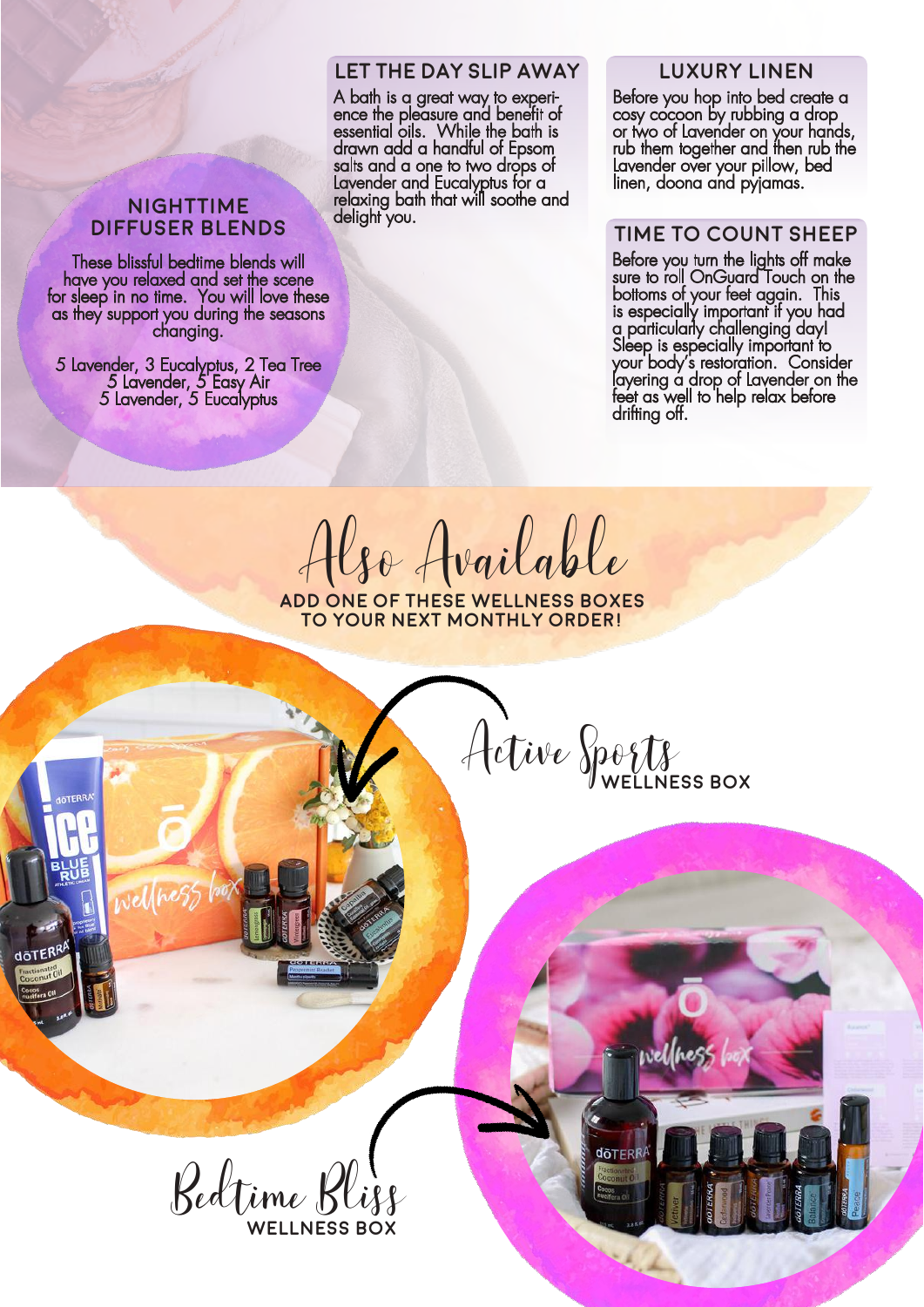## NIGHTTIME DIFFUSER BLENDS

These blissful bedtime blends will have you relaxed and set the scene for sleep in no time. You will love these as they support you during the seasons changing.

5 Lavender, 3 Eucalyptus, 2 Tea Tree
5 Lavender, 5 Easy Air
5 Lavender, 5 Eucalyptus

## LET THE DAY SLIP AWAY

A bath is a great way to experience the pleasure and benefit of essential oils. While the bath is drawn add a handful of Epsom salts and a one to two drops of Lavender and Eucalyptus for a relaxing bath that will soothe and delight you.

## LUXURY LINEN

Before you hop into bed create a cosy cocoon by rubbing a drop or two of Lavender on your hands, rub them together and then rub the Lavender over your pillow, bed linen, doona and pyjamas.

## TIME TO COUNT SHEEP

Before you turn the lights off make sure to roll OnGuard Touch on the bottoms of your feet again. This is especially important if you had a particularly challenging day! Sleep is especially important to your body's restoration. Consider layering a drop of Lavender on the feet as well to help relax before drifting off.

# Also Available

**ADD ONE OF THESE WELLNESS BOXES TO YOUR NEXT MONTHLY ORDER!**

## Active Sports WELLNESS BOX

## Bedtime Bliss WELLNESS BOX